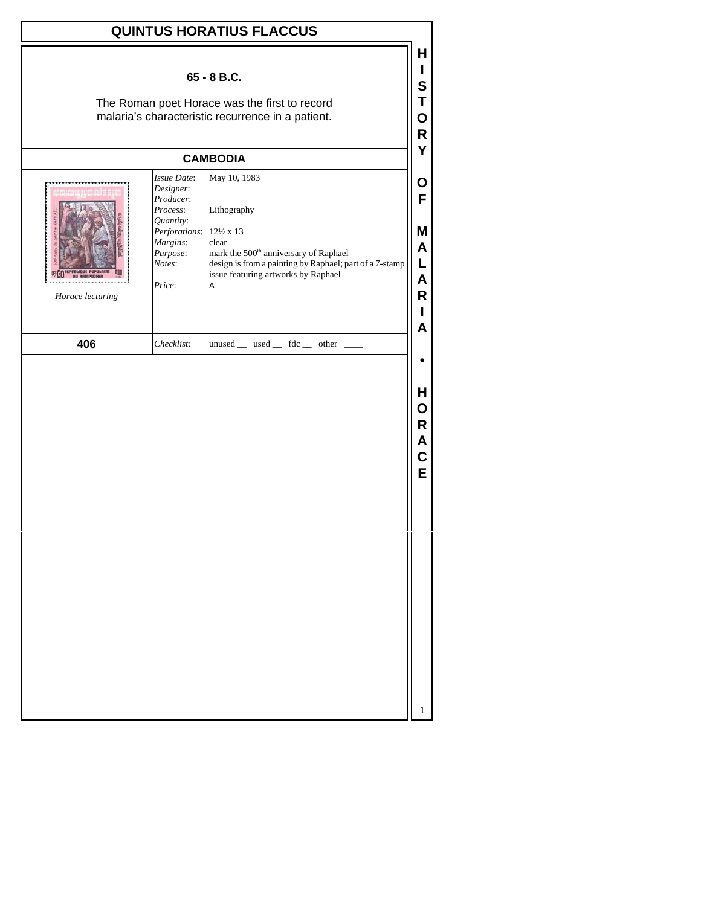# QUINTUS HORATIUS FLACCUS

**65 - 8 B.C.**

The Roman poet Horace was the first to record malaria's characteristic recurrence in a patient.

## CAMBODIA

*Horace lecturing*

| | |
|---|---|
| *Issue Date*: | May 10, 1983 |
| *Designer*: | |
| *Producer*: | |
| *Process*: | Lithography |
| *Quantity*: | |
| *Perforations*: | 12½ x 13 |
| *Margins*: | clear |
| *Purpose*: | mark the 500th anniversary of Raphael |
| *Notes*: | design is from a painting by Raphael; part of a 7-stamp issue featuring artworks by Raphael |
| *Price*: | A |

**406** *Checklist*: unused __ used __ fdc __ other ____

HISTORY OF MALARIA • HORACE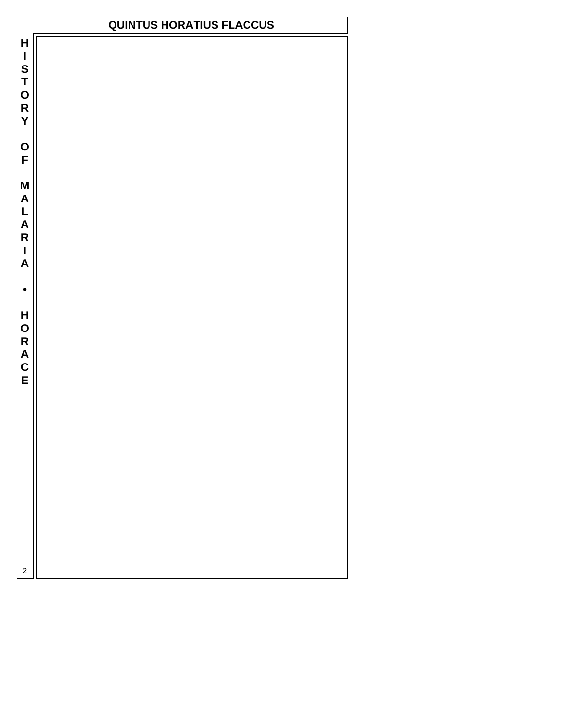# QUINTUS HORATIUS FLACCUS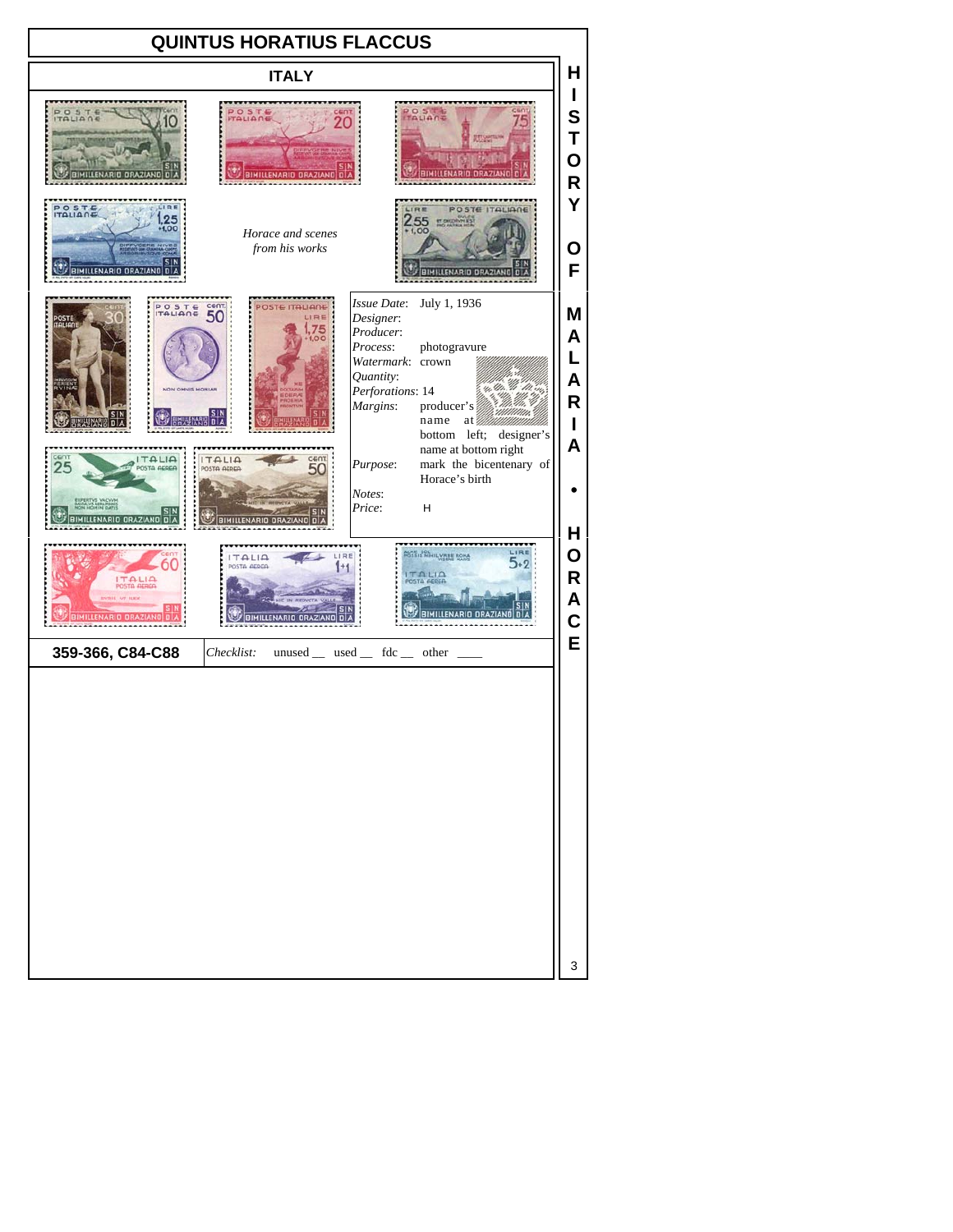# QUINTUS HORATIUS FLACCUS

## ITALY

*Horace and scenes from his works*

*Issue Date*: July 1, 1936
*Designer*:
*Producer*:
*Process*: photogravure
*Watermark*: crown
*Quantity*:
*Perforations*: 14
*Margins*: producer's name at bottom left; designer's name at bottom right
*Purpose*: mark the bicentenary of Horace's birth
*Notes*:
*Price*: H

**359-366, C84-C88** | *Checklist*: unused __ used __ fdc __ other ____

HISTORY OF MALARIA • HORACE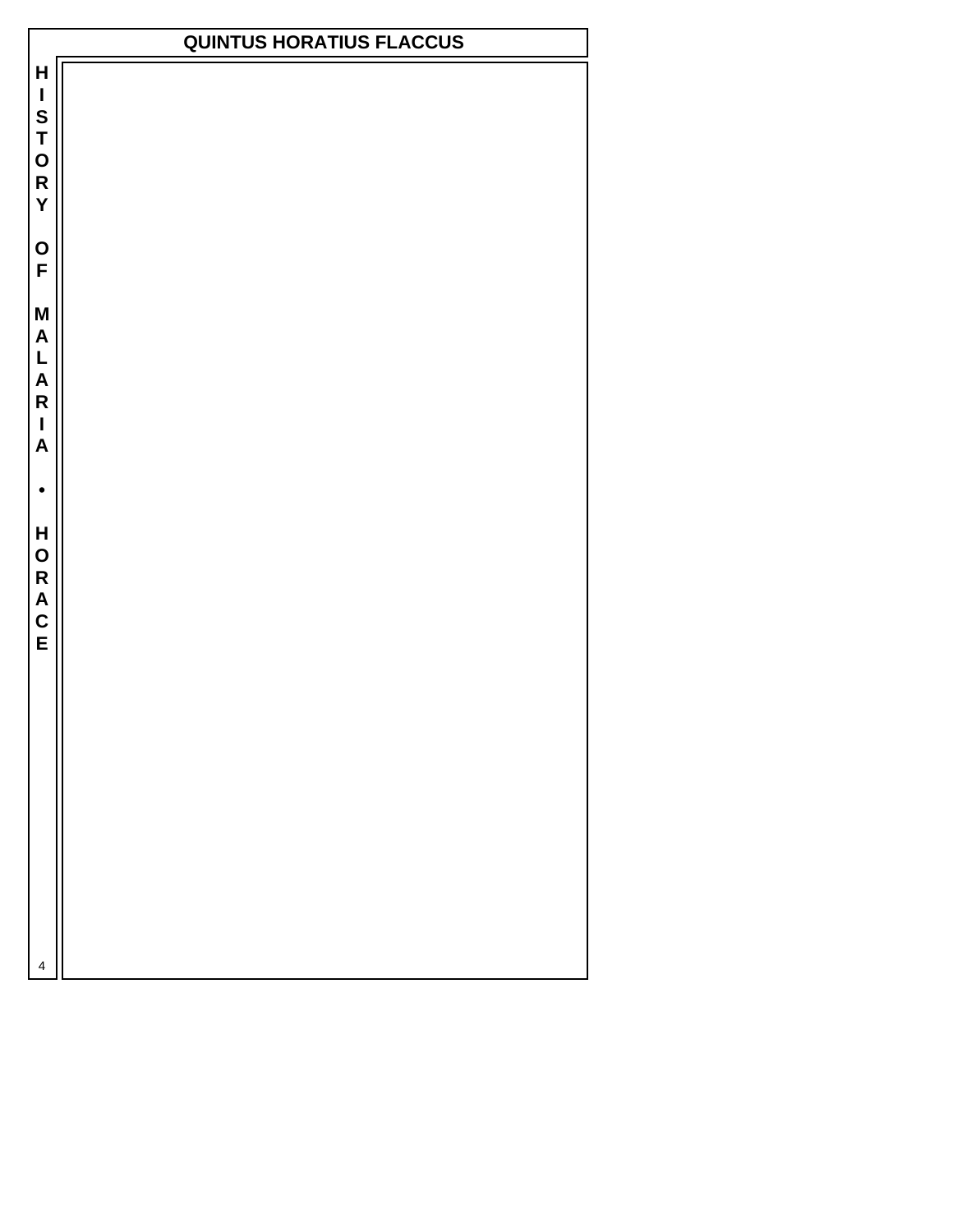# QUINTUS HORATIUS FLACCUS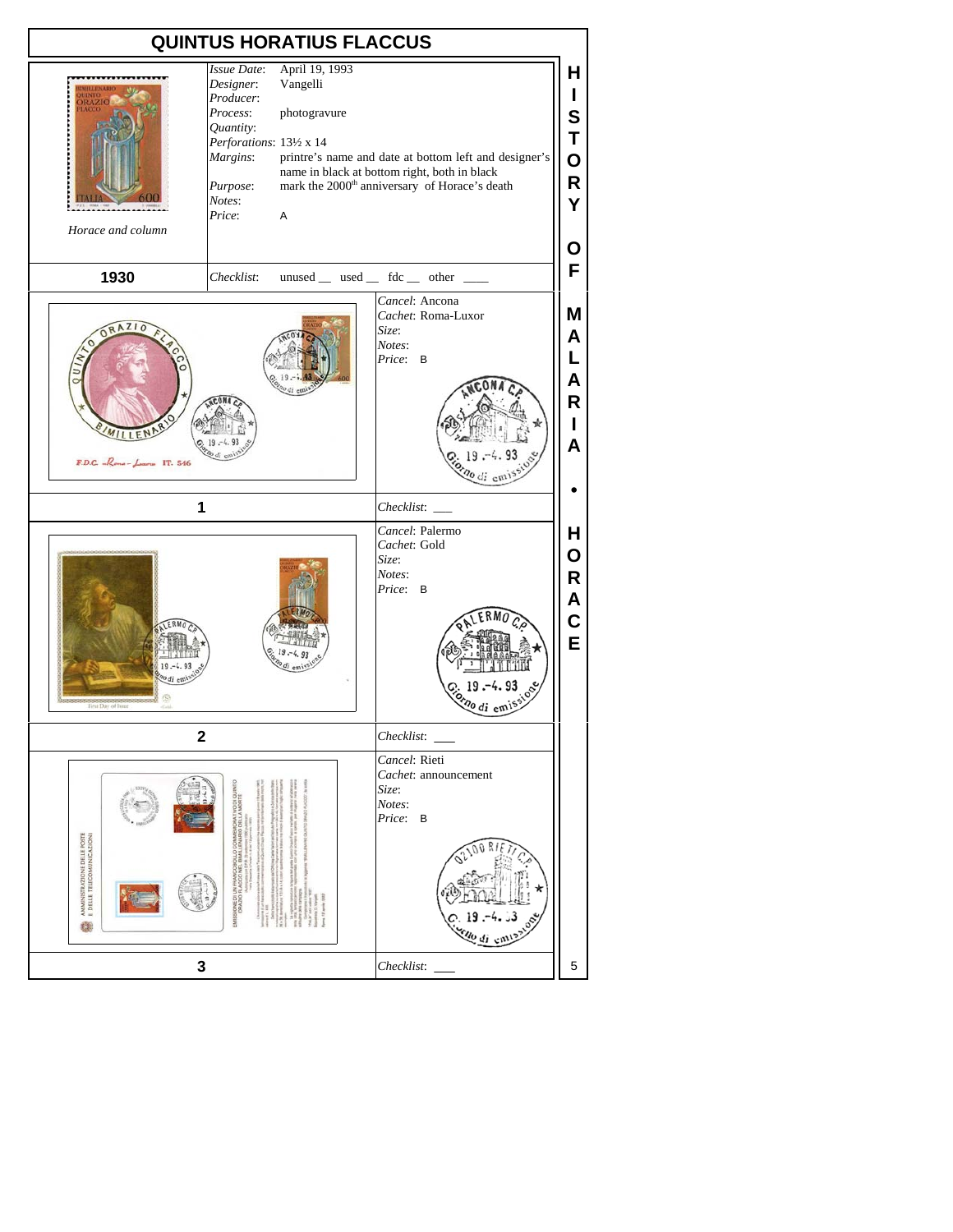# QUINTUS HORATIUS FLACCUS

Horace and column

*Issue Date*: April 19, 1993
*Designer*: Vangelli
*Producer*:
*Process*: photogravure
*Quantity*:
*Perforations*: 13½ x 14
*Margins*: printre's name and date at bottom left and designer's name in black at bottom right, both in black
*Purpose*: mark the 2000th anniversary of Horace's death
*Notes*:
*Price*: A

**1930**

*Checklist*: unused __ used __ fdc __ other ____

**1**

*Cancel*: Ancona
*Cachet*: Roma-Luxor
*Size*:
*Notes*:
*Price*: B

*Checklist*: ___

**2**

*Cancel*: Palermo
*Cachet*: Gold
*Size*:
*Notes*:
*Price*: B

*Checklist*: ___

**3**

*Cancel*: Rieti
*Cachet*: announcement
*Size*:
*Notes*:
*Price*: B

*Checklist*: ___

HISTORY OF MALARIA • HORACE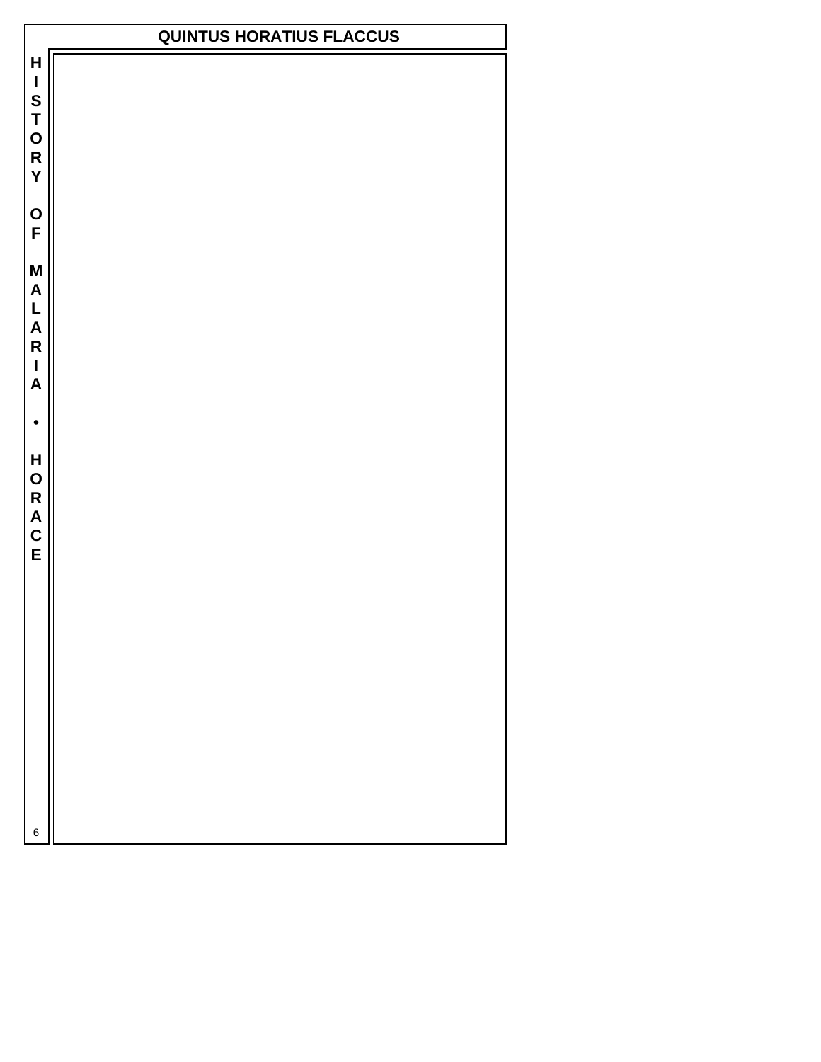# QUINTUS HORATIUS FLACCUS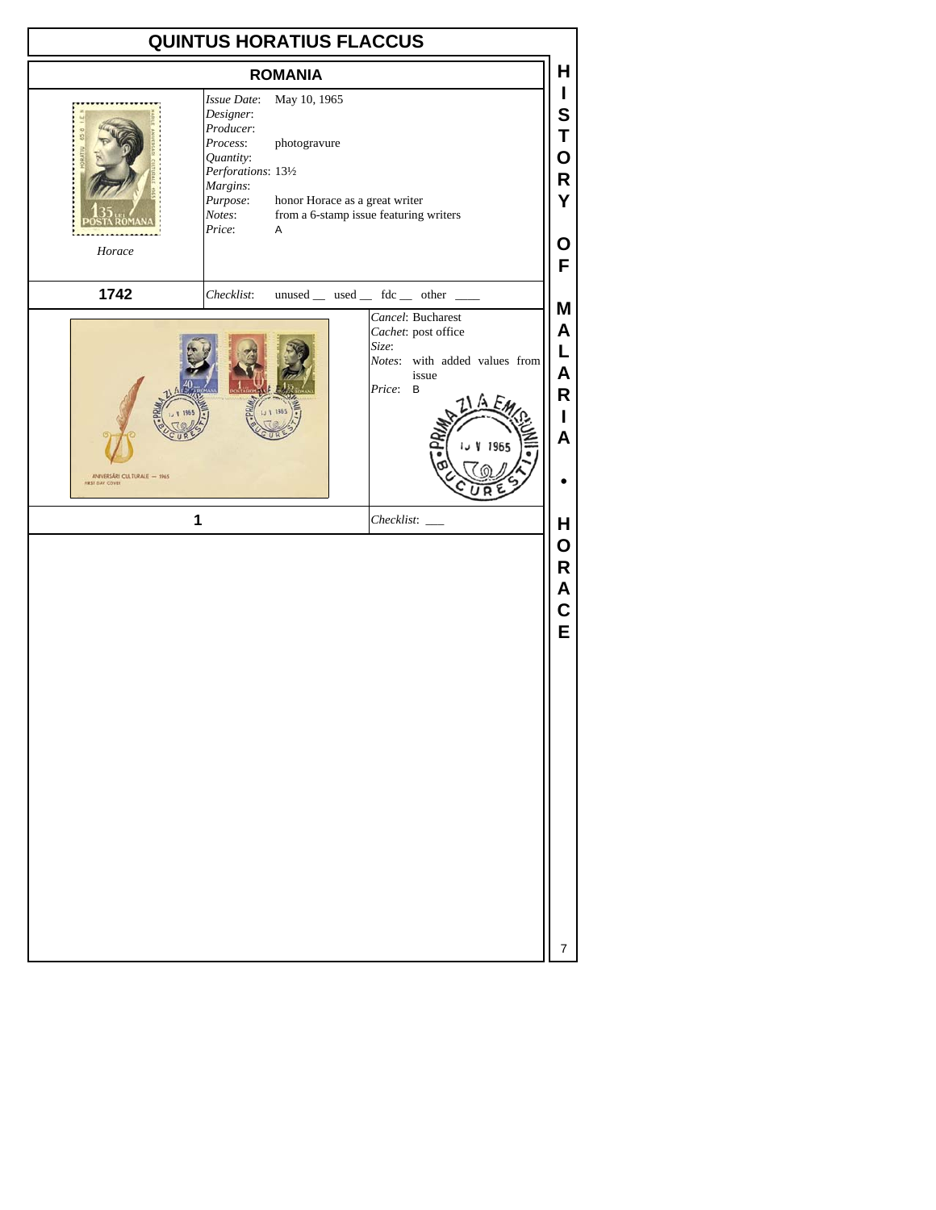# QUINTUS HORATIUS FLACCUS

## ROMANIA

Horace

*Issue Date*: May 10, 1965
*Designer*:
*Producer*:
*Process*: photogravure
*Quantity*:
*Perforations*: 13½
*Margins*:
*Purpose*: honor Horace as a great writer
*Notes*: from a 6-stamp issue featuring writers
*Price*: A

**1742** — *Checklist*: unused __ used __ fdc __ other ____

*Cancel*: Bucharest
*Cachet*: post office
*Size*:
*Notes*: with added values from issue
*Price*: B

**1** — *Checklist*: ___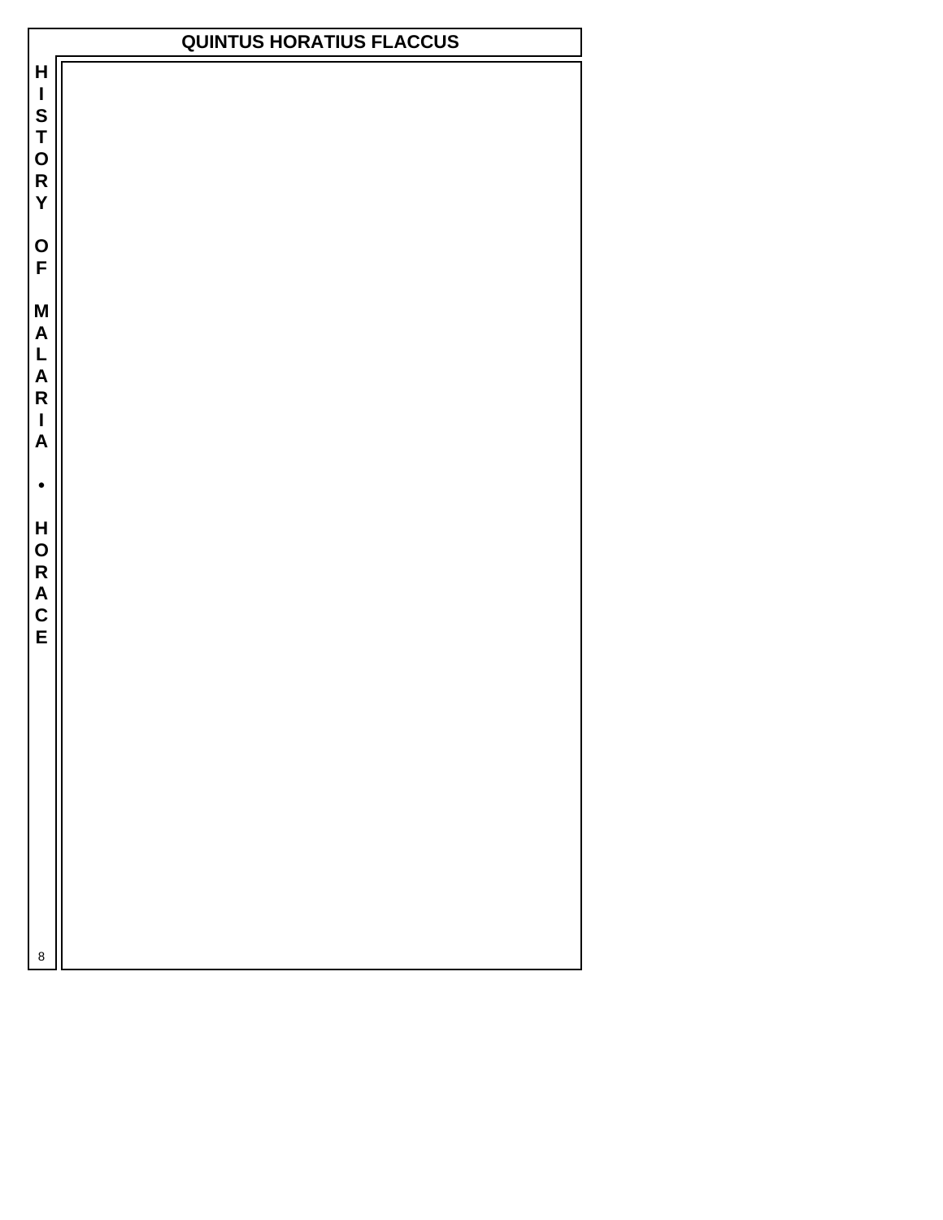# QUINTUS HORATIUS FLACCUS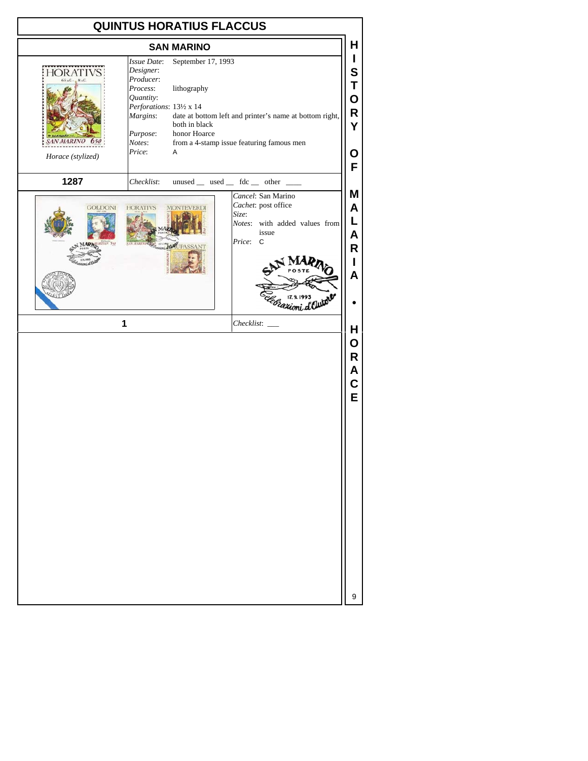# QUINTUS HORATIUS FLACCUS

## SAN MARINO

Horace (stylized)

*Issue Date*: September 17, 1993
*Designer*:
*Producer*:
*Process*: lithography
*Quantity*:
*Perforations*: 13½ x 14
*Margins*: date at bottom left and printer's name at bottom right, both in black
*Purpose*: honor Hoarce
*Notes*: from a 4-stamp issue featuring famous men
*Price*: A

**1287** — *Checklist*: unused __ used __ fdc __ other ____

*Cancel*: San Marino
*Cachet*: post office
*Size*:
*Notes*: with added values from issue
*Price*: C

**1** — *Checklist*: ___

HISTORY OF MALARIA • HORACE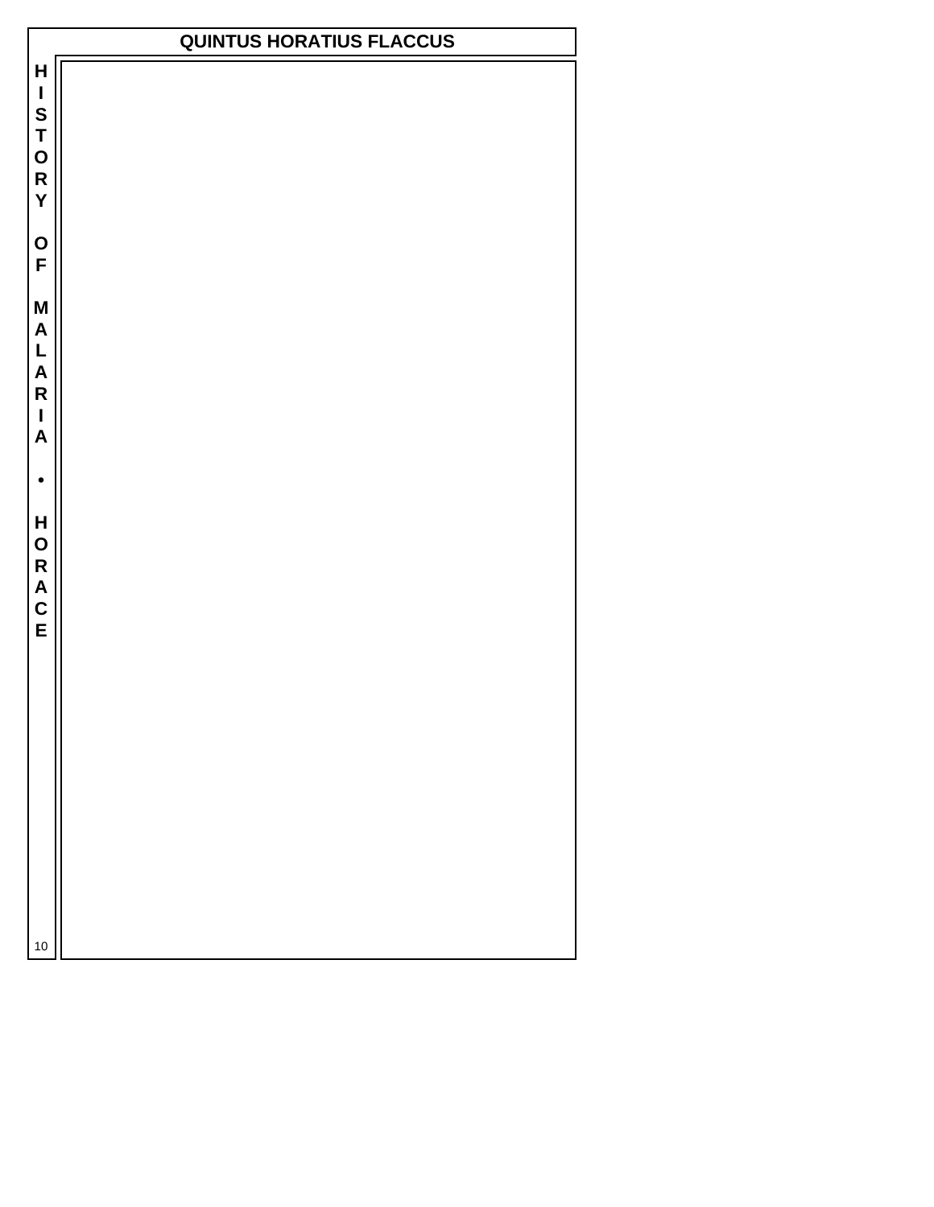# QUINTUS HORATIUS FLACCUS